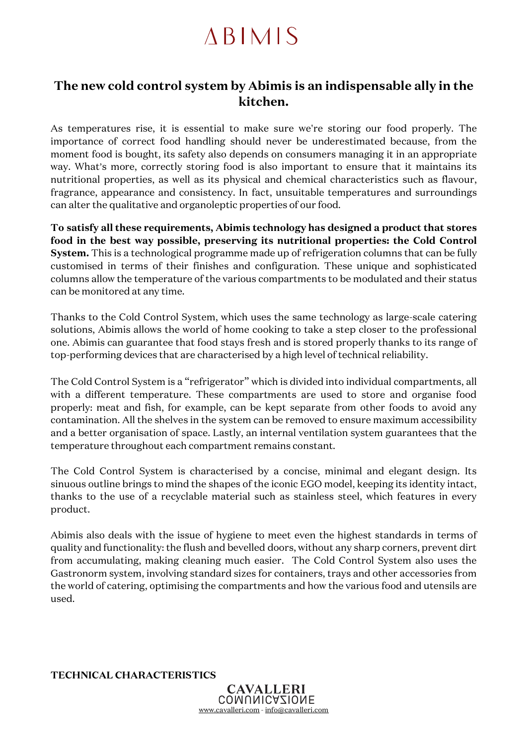# ABIMIS

## The new cold control system by Abimis is an indispensable ally in the kitchen.

As temperatures rise, it is essential to make sure we're storing our food properly. The importance of correct food handling should never be underestimated because, from the moment food is bought, its safety also depends on consumers managing it in an appropriate way. What's more, correctly storing food is also important to ensure that it maintains its nutritional properties, as well as its physical and chemical characteristics such as flavour, fragrance, appearance and consistency. In fact, unsuitable temperatures and surroundings can alter the qualitative and organoleptic properties of our food.

**To satisfy all these requirements, Abimis technology has designed a product that stores food in the best way possible, preserving its nutritional properties: the Cold Control System.** This is a technological programme made up of refrigeration columns that can be fully customised in terms of their finishes and configuration. These unique and sophisticated columns allow the temperature of the various compartments to be modulated and their status can be monitored at any time.

Thanks to the Cold Control System, which uses the same technology as large-scale catering solutions, Abimis allows the world of home cooking to take a step closer to the professional one. Abimis can guarantee that food stays fresh and is stored properly thanks to its range of top-performing devices that are characterised by a high level of technical reliability.

The Cold Control System is a "refrigerator" which is divided into individual compartments, all with a different temperature. These compartments are used to store and organise food properly: meat and fish, for example, can be kept separate from other foods to avoid any contamination. All the shelves in the system can be removed to ensure maximum accessibility and a better organisation of space. Lastly, an internal ventilation system guarantees that the temperature throughout each compartment remains constant.

The Cold Control System is characterised by a concise, minimal and elegant design. Its sinuous outline brings to mind the shapes of the iconic EGO model, keeping its identity intact, thanks to the use of a recyclable material such as stainless steel, which features in every product.

Abimis also deals with the issue of hygiene to meet even the highest standards in terms of quality and functionality: the flush and bevelled doors, without any sharp corners, prevent dirt from accumulating, making cleaning much easier. The Cold Control System also uses the Gastronorm system, involving standard sizes for containers, trays and other accessories from the world of catering, optimising the compartments and how the various food and utensils are used.

**TECHNICAL CHARACTERISTICS**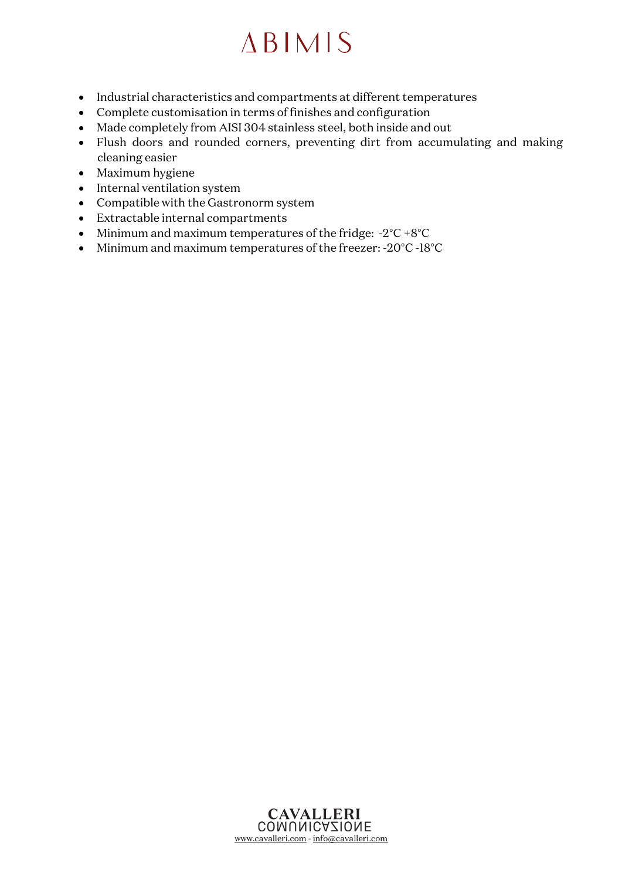- Industrial characteristics and compartments at different temperatures
- Complete customisation in terms of finishes and configuration
- Made completely from AISI 304 stainless steel, both inside and out
- Flush doors and rounded corners, preventing dirt from accumulating and making cleaning easier
- Maximum hygiene
- Internal ventilation system
- Compatible with the Gastronorm system
- Extractable internal compartments
- Minimum and maximum temperatures of the fridge: -2°C +8°C
- Minimum and maximum temperatures of the freezer: -20°C -18°C